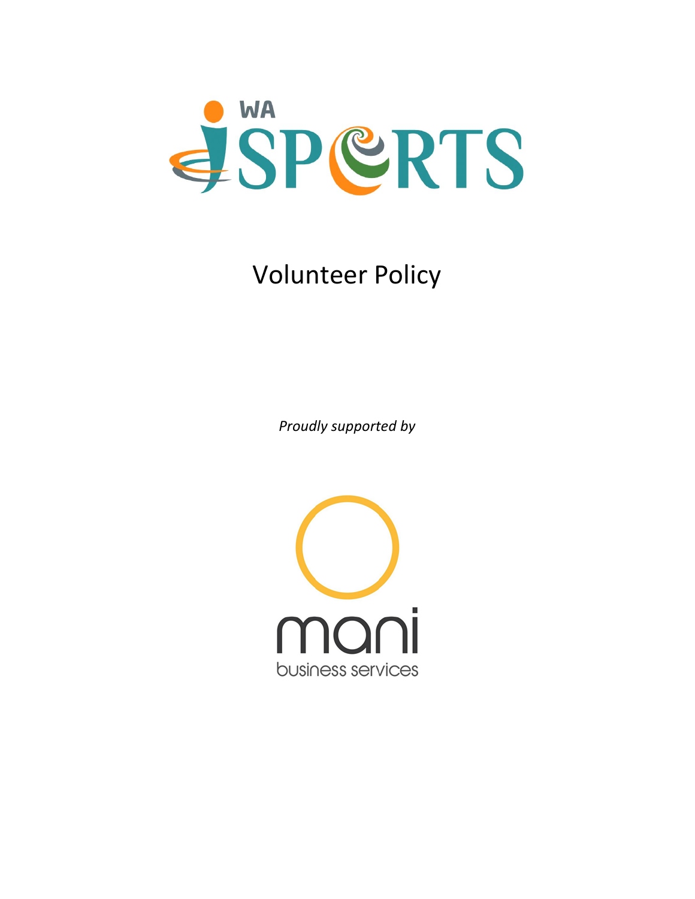WA iSPORTS

# Volunteer Policy

*Proudly supported by*

mani
business services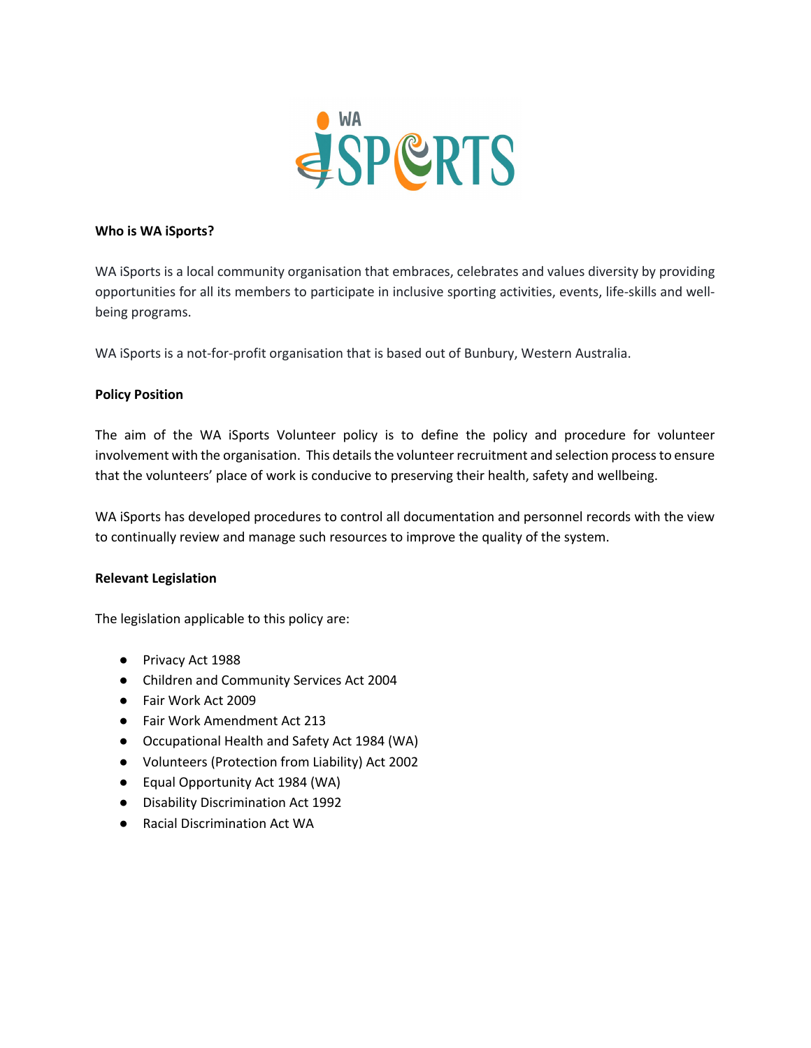**Who is WA iSports?**

WA iSports is a local community organisation that embraces, celebrates and values diversity by providing opportunities for all its members to participate in inclusive sporting activities, events, life-skills and well-being programs.

WA iSports is a not-for-profit organisation that is based out of Bunbury, Western Australia.

**Policy Position**

The aim of the WA iSports Volunteer policy is to define the policy and procedure for volunteer involvement with the organisation. This details the volunteer recruitment and selection process to ensure that the volunteers' place of work is conducive to preserving their health, safety and wellbeing.

WA iSports has developed procedures to control all documentation and personnel records with the view to continually review and manage such resources to improve the quality of the system.

**Relevant Legislation**

The legislation applicable to this policy are:

- Privacy Act 1988
- Children and Community Services Act 2004
- Fair Work Act 2009
- Fair Work Amendment Act 213
- Occupational Health and Safety Act 1984 (WA)
- Volunteers (Protection from Liability) Act 2002
- Equal Opportunity Act 1984 (WA)
- Disability Discrimination Act 1992
- Racial Discrimination Act WA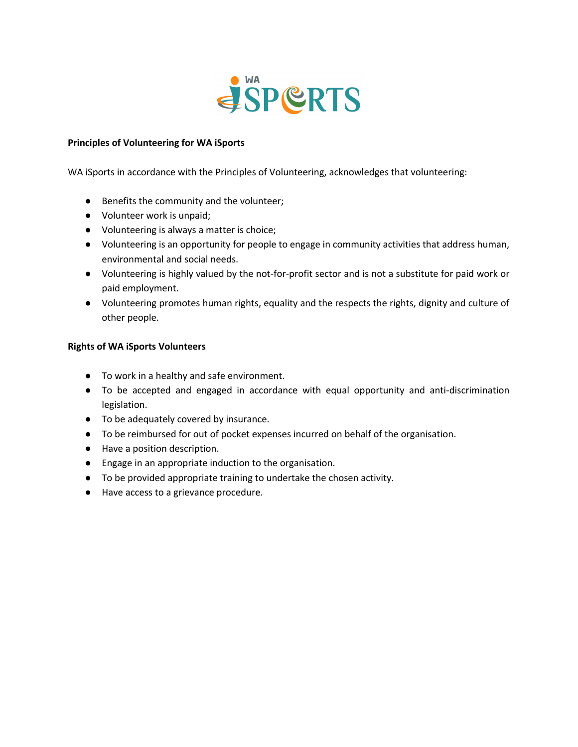**Principles of Volunteering for WA iSports**

WA iSports in accordance with the Principles of Volunteering, acknowledges that volunteering:

- Benefits the community and the volunteer;
- Volunteer work is unpaid;
- Volunteering is always a matter is choice;
- Volunteering is an opportunity for people to engage in community activities that address human, environmental and social needs.
- Volunteering is highly valued by the not-for-profit sector and is not a substitute for paid work or paid employment.
- Volunteering promotes human rights, equality and the respects the rights, dignity and culture of other people.

**Rights of WA iSports Volunteers**

- To work in a healthy and safe environment.
- To be accepted and engaged in accordance with equal opportunity and anti-discrimination legislation.
- To be adequately covered by insurance.
- To be reimbursed for out of pocket expenses incurred on behalf of the organisation.
- Have a position description.
- Engage in an appropriate induction to the organisation.
- To be provided appropriate training to undertake the chosen activity.
- Have access to a grievance procedure.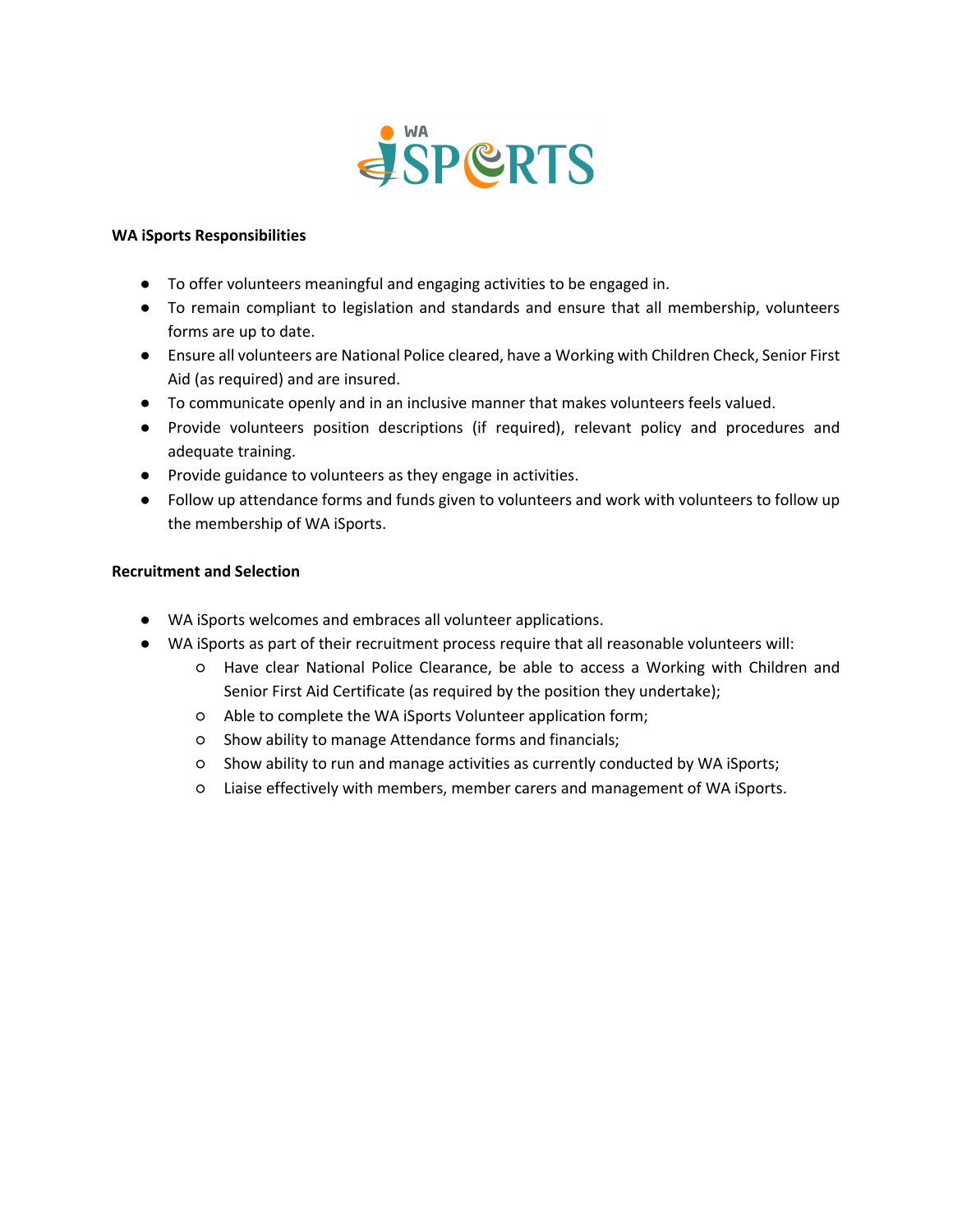**WA iSports Responsibilities**

- To offer volunteers meaningful and engaging activities to be engaged in.
- To remain compliant to legislation and standards and ensure that all membership, volunteers forms are up to date.
- Ensure all volunteers are National Police cleared, have a Working with Children Check, Senior First Aid (as required) and are insured.
- To communicate openly and in an inclusive manner that makes volunteers feels valued.
- Provide volunteers position descriptions (if required), relevant policy and procedures and adequate training.
- Provide guidance to volunteers as they engage in activities.
- Follow up attendance forms and funds given to volunteers and work with volunteers to follow up the membership of WA iSports.

**Recruitment and Selection**

- WA iSports welcomes and embraces all volunteer applications.
- WA iSports as part of their recruitment process require that all reasonable volunteers will:
  - Have clear National Police Clearance, be able to access a Working with Children and Senior First Aid Certificate (as required by the position they undertake);
  - Able to complete the WA iSports Volunteer application form;
  - Show ability to manage Attendance forms and financials;
  - Show ability to run and manage activities as currently conducted by WA iSports;
  - Liaise effectively with members, member carers and management of WA iSports.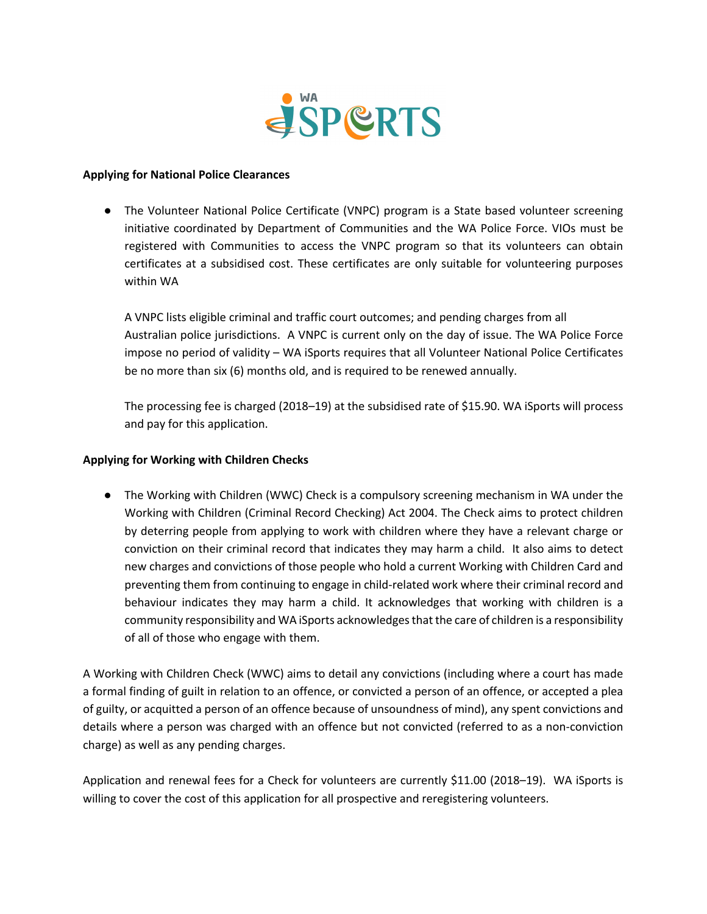**Applying for National Police Clearances**

- The Volunteer National Police Certificate (VNPC) program is a State based volunteer screening initiative coordinated by Department of Communities and the WA Police Force. VIOs must be registered with Communities to access the VNPC program so that its volunteers can obtain certificates at a subsidised cost. These certificates are only suitable for volunteering purposes within WA

  A VNPC lists eligible criminal and traffic court outcomes; and pending charges from all Australian police jurisdictions. A VNPC is current only on the day of issue. The WA Police Force impose no period of validity – WA iSports requires that all Volunteer National Police Certificates be no more than six (6) months old, and is required to be renewed annually.

  The processing fee is charged (2018–19) at the subsidised rate of $15.90. WA iSports will process and pay for this application.

**Applying for Working with Children Checks**

- The Working with Children (WWC) Check is a compulsory screening mechanism in WA under the Working with Children (Criminal Record Checking) Act 2004. The Check aims to protect children by deterring people from applying to work with children where they have a relevant charge or conviction on their criminal record that indicates they may harm a child. It also aims to detect new charges and convictions of those people who hold a current Working with Children Card and preventing them from continuing to engage in child-related work where their criminal record and behaviour indicates they may harm a child. It acknowledges that working with children is a community responsibility and WA iSports acknowledges that the care of children is a responsibility of all of those who engage with them.

A Working with Children Check (WWC) aims to detail any convictions (including where a court has made a formal finding of guilt in relation to an offence, or convicted a person of an offence, or accepted a plea of guilty, or acquitted a person of an offence because of unsoundness of mind), any spent convictions and details where a person was charged with an offence but not convicted (referred to as a non-conviction charge) as well as any pending charges.

Application and renewal fees for a Check for volunteers are currently $11.00 (2018–19). WA iSports is willing to cover the cost of this application for all prospective and reregistering volunteers.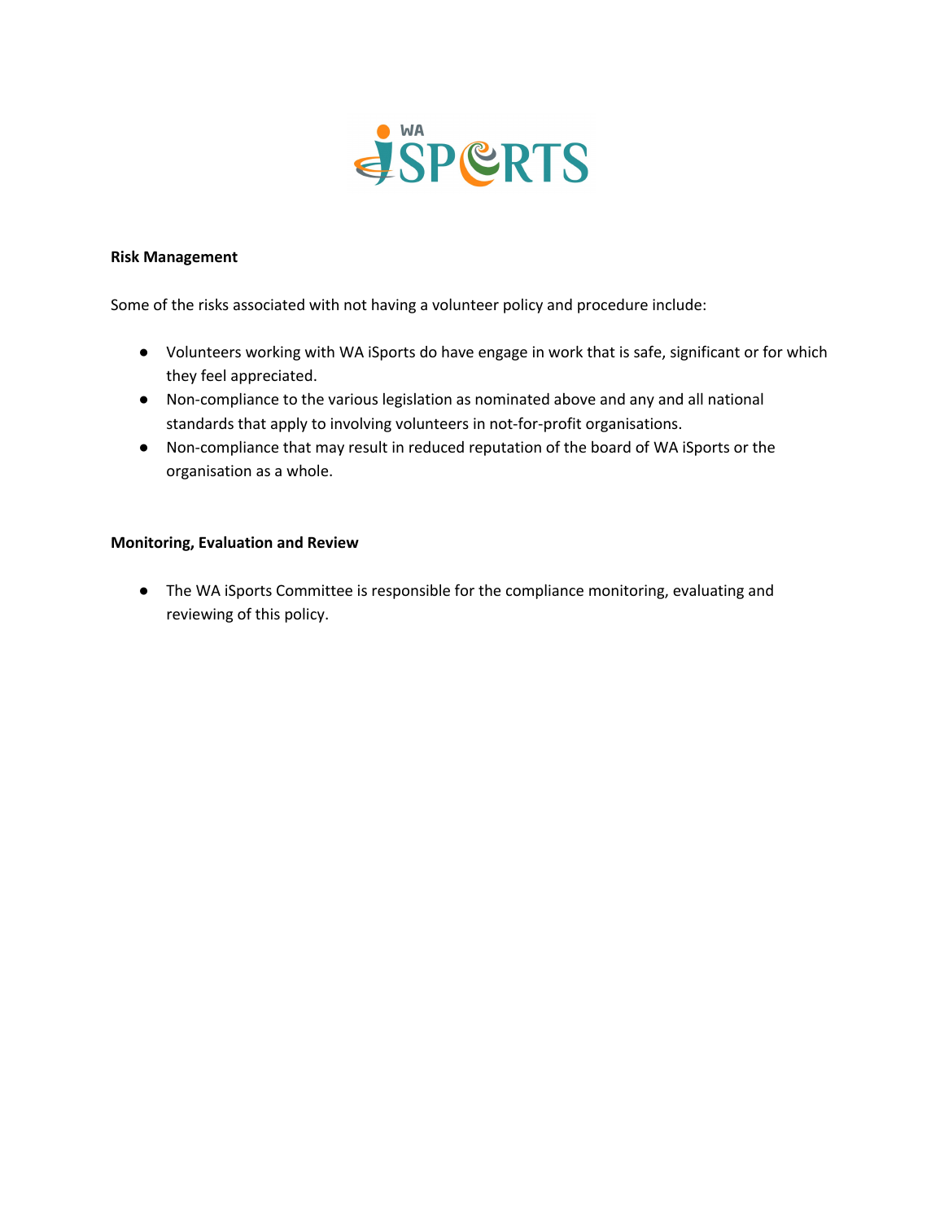**Risk Management**

Some of the risks associated with not having a volunteer policy and procedure include:

- Volunteers working with WA iSports do have engage in work that is safe, significant or for which they feel appreciated.
- Non-compliance to the various legislation as nominated above and any and all national standards that apply to involving volunteers in not-for-profit organisations.
- Non-compliance that may result in reduced reputation of the board of WA iSports or the organisation as a whole.

**Monitoring, Evaluation and Review**

- The WA iSports Committee is responsible for the compliance monitoring, evaluating and reviewing of this policy.